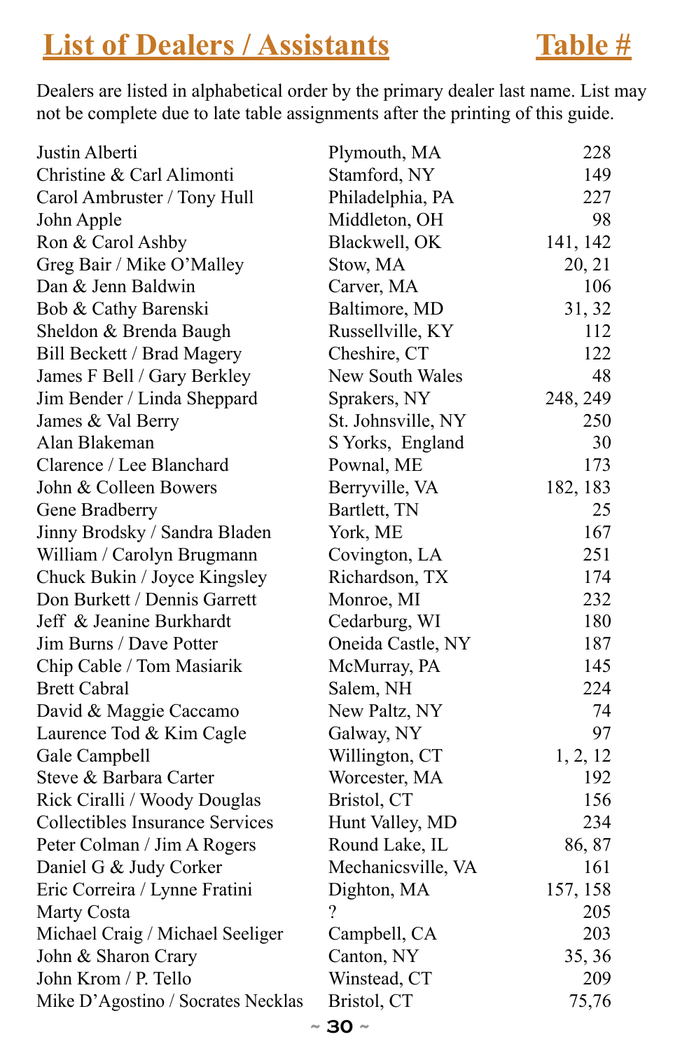## List of Dealers / Assistants — Table #

Dealers are listed in alphabetical order by the primary dealer last name. List may not be complete due to late table assignments after the printing of this guide.

| Dealer / Assistant | Location | Table # |
|---|---|---|
| Justin Alberti | Plymouth, MA | 228 |
| Christine & Carl Alimonti | Stamford, NY | 149 |
| Carol Ambruster / Tony Hull | Philadelphia, PA | 227 |
| John Apple | Middleton, OH | 98 |
| Ron & Carol Ashby | Blackwell, OK | 141, 142 |
| Greg Bair / Mike O'Malley | Stow, MA | 20, 21 |
| Dan & Jenn Baldwin | Carver, MA | 106 |
| Bob & Cathy Barenski | Baltimore, MD | 31, 32 |
| Sheldon & Brenda Baugh | Russellville, KY | 112 |
| Bill Beckett / Brad Magery | Cheshire, CT | 122 |
| James F Bell / Gary Berkley | New South Wales | 48 |
| Jim Bender / Linda Sheppard | Sprakers, NY | 248, 249 |
| James & Val Berry | St. Johnsville, NY | 250 |
| Alan Blakeman | S Yorks, England | 30 |
| Clarence / Lee Blanchard | Pownal, ME | 173 |
| John & Colleen Bowers | Berryville, VA | 182, 183 |
| Gene Bradberry | Bartlett, TN | 25 |
| Jinny Brodsky / Sandra Bladen | York, ME | 167 |
| William / Carolyn Brugmann | Covington, LA | 251 |
| Chuck Bukin / Joyce Kingsley | Richardson, TX | 174 |
| Don Burkett / Dennis Garrett | Monroe, MI | 232 |
| Jeff & Jeanine Burkhardt | Cedarburg, WI | 180 |
| Jim Burns / Dave Potter | Oneida Castle, NY | 187 |
| Chip Cable / Tom Masiarik | McMurray, PA | 145 |
| Brett Cabral | Salem, NH | 224 |
| David & Maggie Caccamo | New Paltz, NY | 74 |
| Laurence Tod & Kim Cagle | Galway, NY | 97 |
| Gale Campbell | Willington, CT | 1, 2, 12 |
| Steve & Barbara Carter | Worcester, MA | 192 |
| Rick Ciralli / Woody Douglas | Bristol, CT | 156 |
| Collectibles Insurance Services | Hunt Valley, MD | 234 |
| Peter Colman / Jim A Rogers | Round Lake, IL | 86, 87 |
| Daniel G & Judy Corker | Mechanicsville, VA | 161 |
| Eric Correira / Lynne Fratini | Dighton, MA | 157, 158 |
| Marty Costa | ? | 205 |
| Michael Craig / Michael Seeliger | Campbell, CA | 203 |
| John & Sharon Crary | Canton, NY | 35, 36 |
| John Krom / P. Tello | Winstead, CT | 209 |
| Mike D'Agostino / Socrates Necklas | Bristol, CT | 75,76 |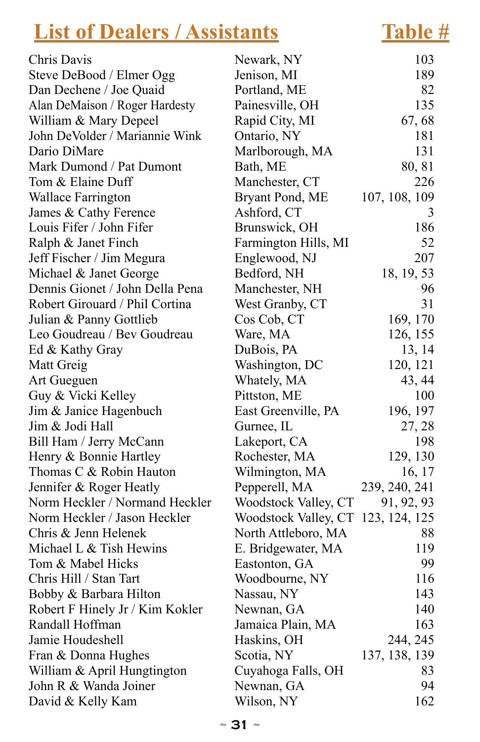| List of Dealers / Assistants | | Table # |
|---|---|---|
| Chris Davis | Newark, NY | 103 |
| Steve DeBood / Elmer Ogg | Jenison, MI | 189 |
| Dan Dechene / Joe Quaid | Portland, ME | 82 |
| Alan DeMaison / Roger Hardesty | Painesville, OH | 135 |
| William & Mary Depeel | Rapid City, MI | 67, 68 |
| John DeVolder / Mariannie Wink | Ontario, NY | 181 |
| Dario DiMare | Marlborough, MA | 131 |
| Mark Dumond / Pat Dumont | Bath, ME | 80, 81 |
| Tom & Elaine Duff | Manchester, CT | 226 |
| Wallace Farrington | Bryant Pond, ME | 107, 108, 109 |
| James & Cathy Ference | Ashford, CT | 3 |
| Louis Fifer / John Fifer | Brunswick, OH | 186 |
| Ralph & Janet Finch | Farmington Hills, MI | 52 |
| Jeff Fischer / Jim Megura | Englewood, NJ | 207 |
| Michael & Janet George | Bedford, NH | 18, 19, 53 |
| Dennis Gionet / John Della Pena | Manchester, NH | 96 |
| Robert Girouard / Phil Cortina | West Granby, CT | 31 |
| Julian & Panny Gottlieb | Cos Cob, CT | 169, 170 |
| Leo Goudreau / Bev Goudreau | Ware, MA | 126, 155 |
| Ed & Kathy Gray | DuBois, PA | 13, 14 |
| Matt Greig | Washington, DC | 120, 121 |
| Art Gueguen | Whately, MA | 43, 44 |
| Guy & Vicki Kelley | Pittston, ME | 100 |
| Jim & Janice Hagenbuch | East Greenville, PA | 196, 197 |
| Jim & Jodi Hall | Gurnee, IL | 27, 28 |
| Bill Ham / Jerry McCann | Lakeport, CA | 198 |
| Henry & Bonnie Hartley | Rochester, MA | 129, 130 |
| Thomas C & Robin Hauton | Wilmington, MA | 16, 17 |
| Jennifer & Roger Heatly | Pepperell, MA | 239, 240, 241 |
| Norm Heckler / Normand Heckler | Woodstock Valley, CT | 91, 92, 93 |
| Norm Heckler / Jason Heckler | Woodstock Valley, CT | 123, 124, 125 |
| Chris & Jenn Helenek | North Attleboro, MA | 88 |
| Michael L & Tish Hewins | E. Bridgewater, MA | 119 |
| Tom & Mabel Hicks | Eastonton, GA | 99 |
| Chris Hill / Stan Tart | Woodbourne, NY | 116 |
| Bobby & Barbara Hilton | Nassau, NY | 143 |
| Robert F Hinely Jr / Kim Kokler | Newnan, GA | 140 |
| Randall Hoffman | Jamaica Plain, MA | 163 |
| Jamie Houdeshell | Haskins, OH | 244, 245 |
| Fran & Donna Hughes | Scotia, NY | 137, 138, 139 |
| William & April Hungtington | Cuyahoga Falls, OH | 83 |
| John R & Wanda Joiner | Newnan, GA | 94 |
| David & Kelly Kam | Wilson, NY | 162 |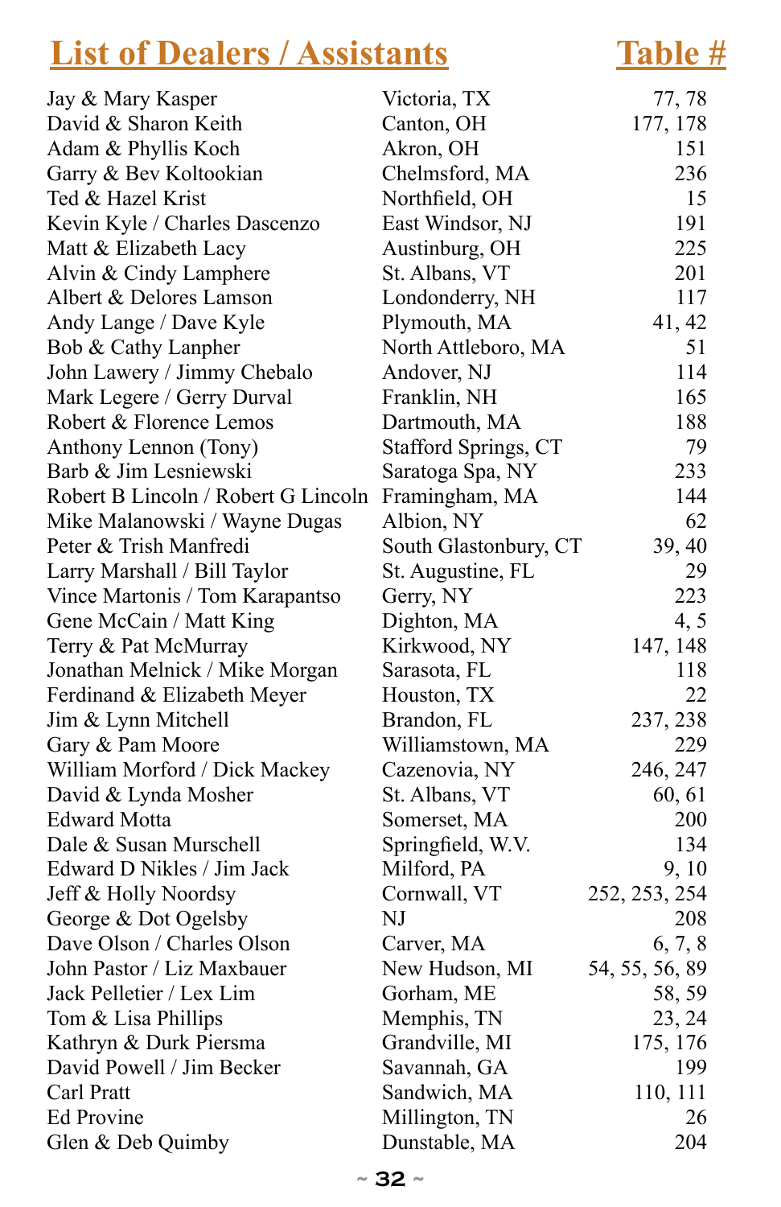| List of Dealers / Assistants | | Table # |
|---|---|---|
| Jay & Mary Kasper | Victoria, TX | 77, 78 |
| David & Sharon Keith | Canton, OH | 177, 178 |
| Adam & Phyllis Koch | Akron, OH | 151 |
| Garry & Bev Koltookian | Chelmsford, MA | 236 |
| Ted & Hazel Krist | Northfield, OH | 15 |
| Kevin Kyle / Charles Dascenzo | East Windsor, NJ | 191 |
| Matt & Elizabeth Lacy | Austinburg, OH | 225 |
| Alvin & Cindy Lamphere | St. Albans, VT | 201 |
| Albert & Delores Lamson | Londonderry, NH | 117 |
| Andy Lange / Dave Kyle | Plymouth, MA | 41, 42 |
| Bob & Cathy Lanpher | North Attleboro, MA | 51 |
| John Lawery / Jimmy Chebalo | Andover, NJ | 114 |
| Mark Legere / Gerry Durval | Franklin, NH | 165 |
| Robert & Florence Lemos | Dartmouth, MA | 188 |
| Anthony Lennon (Tony) | Stafford Springs, CT | 79 |
| Barb & Jim Lesniewski | Saratoga Spa, NY | 233 |
| Robert B Lincoln / Robert G Lincoln | Framingham, MA | 144 |
| Mike Malanowski / Wayne Dugas | Albion, NY | 62 |
| Peter & Trish Manfredi | South Glastonbury, CT | 39, 40 |
| Larry Marshall / Bill Taylor | St. Augustine, FL | 29 |
| Vince Martonis / Tom Karapantso | Gerry, NY | 223 |
| Gene McCain / Matt King | Dighton, MA | 4, 5 |
| Terry & Pat McMurray | Kirkwood, NY | 147, 148 |
| Jonathan Melnick / Mike Morgan | Sarasota, FL | 118 |
| Ferdinand & Elizabeth Meyer | Houston, TX | 22 |
| Jim & Lynn Mitchell | Brandon, FL | 237, 238 |
| Gary & Pam Moore | Williamstown, MA | 229 |
| William Morford / Dick Mackey | Cazenovia, NY | 246, 247 |
| David & Lynda Mosher | St. Albans, VT | 60, 61 |
| Edward Motta | Somerset, MA | 200 |
| Dale & Susan Murschell | Springfield, W.V. | 134 |
| Edward D Nikles / Jim Jack | Milford, PA | 9, 10 |
| Jeff & Holly Noordsy | Cornwall, VT | 252, 253, 254 |
| George & Dot Ogelsby | NJ | 208 |
| Dave Olson / Charles Olson | Carver, MA | 6, 7, 8 |
| John Pastor / Liz Maxbauer | New Hudson, MI | 54, 55, 56, 89 |
| Jack Pelletier / Lex Lim | Gorham, ME | 58, 59 |
| Tom & Lisa Phillips | Memphis, TN | 23, 24 |
| Kathryn & Durk Piersma | Grandville, MI | 175, 176 |
| David Powell / Jim Becker | Savannah, GA | 199 |
| Carl Pratt | Sandwich, MA | 110, 111 |
| Ed Provine | Millington, TN | 26 |
| Glen & Deb Quimby | Dunstable, MA | 204 |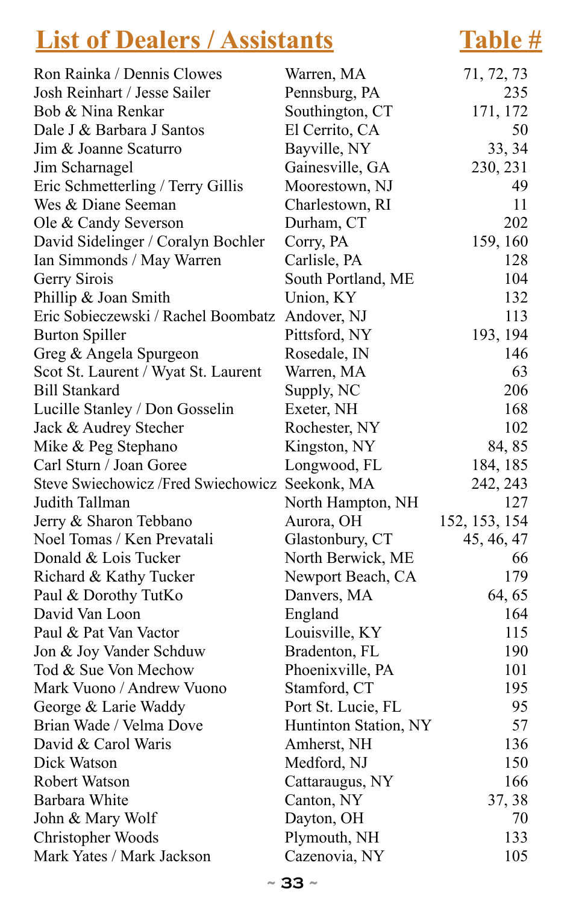| List of Dealers / Assistants | | Table # |
|---|---|---|
| Ron Rainka / Dennis Clowes | Warren, MA | 71, 72, 73 |
| Josh Reinhart / Jesse Sailer | Pennsburg, PA | 235 |
| Bob & Nina Renkar | Southington, CT | 171, 172 |
| Dale J & Barbara J Santos | El Cerrito, CA | 50 |
| Jim & Joanne Scaturro | Bayville, NY | 33, 34 |
| Jim Scharnagel | Gainesville, GA | 230, 231 |
| Eric Schmetterling / Terry Gillis | Moorestown, NJ | 49 |
| Wes & Diane Seeman | Charlestown, RI | 11 |
| Ole & Candy Severson | Durham, CT | 202 |
| David Sidelinger / Coralyn Bochler | Corry, PA | 159, 160 |
| Ian Simmonds / May Warren | Carlisle, PA | 128 |
| Gerry Sirois | South Portland, ME | 104 |
| Phillip & Joan Smith | Union, KY | 132 |
| Eric Sobieczewski / Rachel Boombatz | Andover, NJ | 113 |
| Burton Spiller | Pittsford, NY | 193, 194 |
| Greg & Angela Spurgeon | Rosedale, IN | 146 |
| Scot St. Laurent / Wyat St. Laurent | Warren, MA | 63 |
| Bill Stankard | Supply, NC | 206 |
| Lucille Stanley / Don Gosselin | Exeter, NH | 168 |
| Jack & Audrey Stecher | Rochester, NY | 102 |
| Mike & Peg Stephano | Kingston, NY | 84, 85 |
| Carl Sturn / Joan Goree | Longwood, FL | 184, 185 |
| Steve Swiechowicz /Fred Swiechowicz | Seekonk, MA | 242, 243 |
| Judith Tallman | North Hampton, NH | 127 |
| Jerry & Sharon Tebbano | Aurora, OH | 152, 153, 154 |
| Noel Tomas / Ken Prevatali | Glastonbury, CT | 45, 46, 47 |
| Donald & Lois Tucker | North Berwick, ME | 66 |
| Richard & Kathy Tucker | Newport Beach, CA | 179 |
| Paul & Dorothy TutKo | Danvers, MA | 64, 65 |
| David Van Loon | England | 164 |
| Paul & Pat Van Vactor | Louisville, KY | 115 |
| Jon & Joy Vander Schduw | Bradenton, FL | 190 |
| Tod & Sue Von Mechow | Phoenixville, PA | 101 |
| Mark Vuono / Andrew Vuono | Stamford, CT | 195 |
| George & Larie Waddy | Port St. Lucie, FL | 95 |
| Brian Wade / Velma Dove | Huntinton Station, NY | 57 |
| David & Carol Waris | Amherst, NH | 136 |
| Dick Watson | Medford, NJ | 150 |
| Robert Watson | Cattaraugus, NY | 166 |
| Barbara White | Canton, NY | 37, 38 |
| John & Mary Wolf | Dayton, OH | 70 |
| Christopher Woods | Plymouth, NH | 133 |
| Mark Yates / Mark Jackson | Cazenovia, NY | 105 |